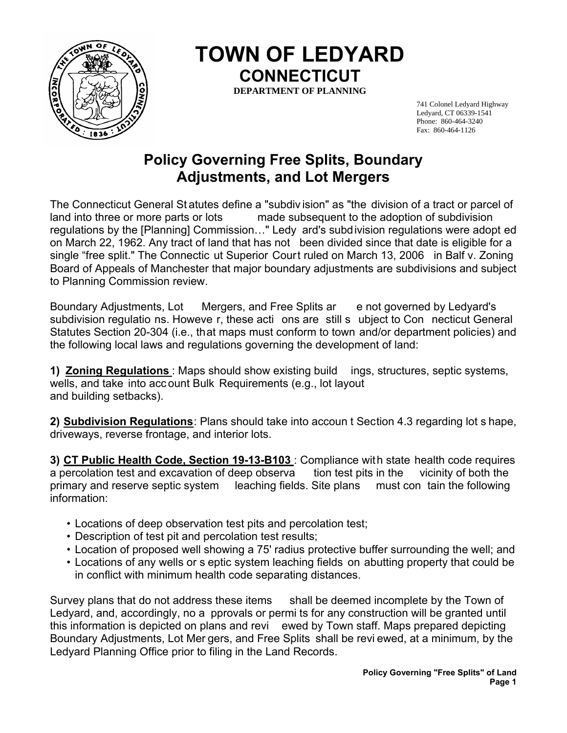# TOWN OF LEDYARD

## CONNECTICUT

**DEPARTMENT OF PLANNING**

741 Colonel Ledyard Highway
Ledyard, CT 06339-1541
Phone: 860-464-3240
Fax: 860-464-1126

## Policy Governing Free Splits, Boundary Adjustments, and Lot Mergers

The Connecticut General Statutes define a "subdivision" as "the division of a tract or parcel of land into three or more parts or lots made subsequent to the adoption of subdivision regulations by the [Planning] Commission…" Ledyard's subdivision regulations were adopted on March 22, 1962. Any tract of land that has not been divided since that date is eligible for a single "free split." The Connecticut Superior Court ruled on March 13, 2006 in Balf v. Zoning Board of Appeals of Manchester that major boundary adjustments are subdivisions and subject to Planning Commission review.

Boundary Adjustments, Lot Mergers, and Free Splits are not governed by Ledyard's subdivision regulations. However, these actions are still subject to Connecticut General Statutes Section 20-304 (i.e., that maps must conform to town and/or department policies) and the following local laws and regulations governing the development of land:

**1) Zoning Regulations**: Maps should show existing buildings, structures, septic systems, wells, and take into account Bulk Requirements (e.g., lot layout and building setbacks).

**2) Subdivision Regulations**: Plans should take into account Section 4.3 regarding lot shape, driveways, reverse frontage, and interior lots.

**3) CT Public Health Code, Section 19-13-B103**: Compliance with state health code requires a percolation test and excavation of deep observation test pits in the vicinity of both the primary and reserve septic system leaching fields. Site plans must contain the following information:

- Locations of deep observation test pits and percolation test;
- Description of test pit and percolation test results;
- Location of proposed well showing a 75' radius protective buffer surrounding the well; and
- Locations of any wells or septic system leaching fields on abutting property that could be in conflict with minimum health code separating distances.

Survey plans that do not address these items shall be deemed incomplete by the Town of Ledyard, and, accordingly, no approvals or permits for any construction will be granted until this information is depicted on plans and reviewed by Town staff. Maps prepared depicting Boundary Adjustments, Lot Mergers, and Free Splits shall be reviewed, at a minimum, by the Ledyard Planning Office prior to filing in the Land Records.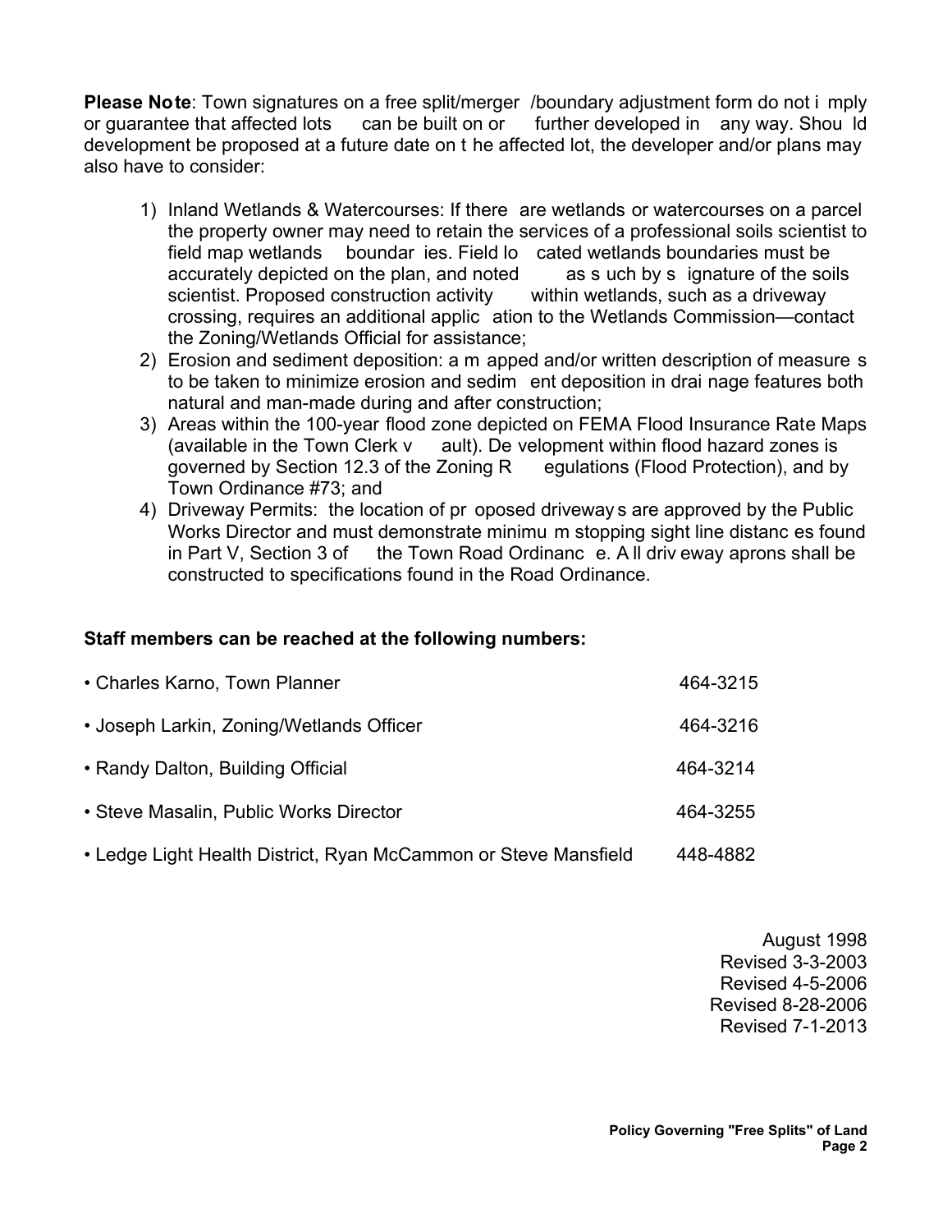**Please Note**: Town signatures on a free split/merger /boundary adjustment form do not imply or guarantee that affected lots can be built on or further developed in any way. Should development be proposed at a future date on the affected lot, the developer and/or plans may also have to consider:

1) Inland Wetlands & Watercourses: If there are wetlands or watercourses on a parcel the property owner may need to retain the services of a professional soils scientist to field map wetlands boundaries. Field located wetlands boundaries must be accurately depicted on the plan, and noted as such by signature of the soils scientist. Proposed construction activity within wetlands, such as a driveway crossing, requires an additional application to the Wetlands Commission—contact the Zoning/Wetlands Official for assistance;
2) Erosion and sediment deposition: a mapped and/or written description of measures to be taken to minimize erosion and sediment deposition in drainage features both natural and man-made during and after construction;
3) Areas within the 100-year flood zone depicted on FEMA Flood Insurance Rate Maps (available in the Town Clerk vault). Development within flood hazard zones is governed by Section 12.3 of the Zoning Regulations (Flood Protection), and by Town Ordinance #73; and
4) Driveway Permits: the location of proposed driveways are approved by the Public Works Director and must demonstrate minimum stopping sight line distances found in Part V, Section 3 of the Town Road Ordinance. All driveway aprons shall be constructed to specifications found in the Road Ordinance.

**Staff members can be reached at the following numbers:**

| | |
|---|---|
| • Charles Karno, Town Planner | 464-3215 |
| • Joseph Larkin, Zoning/Wetlands Officer | 464-3216 |
| • Randy Dalton, Building Official | 464-3214 |
| • Steve Masalin, Public Works Director | 464-3255 |
| • Ledge Light Health District, Ryan McCammon or Steve Mansfield | 448-4882 |

August 1998
Revised 3-3-2003
Revised 4-5-2006
Revised 8-28-2006
Revised 7-1-2013